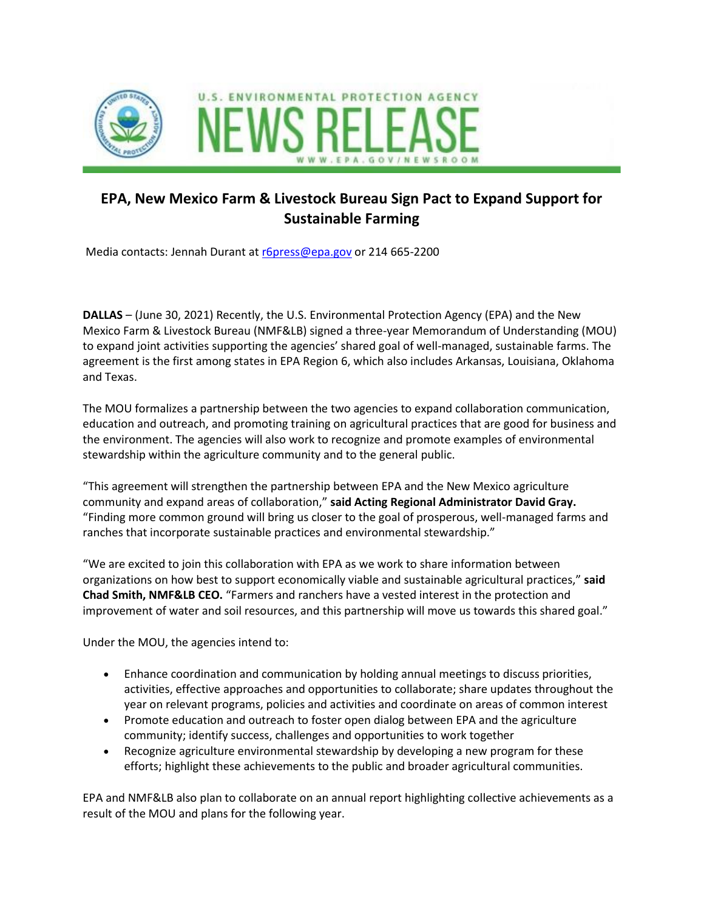U.S. ENVIRONMENTAL PROTECTION AGENCY

# NEWS RELEASE

WWW.EPA.GOV/NEWSROOM

## EPA, New Mexico Farm & Livestock Bureau Sign Pact to Expand Support for Sustainable Farming

Media contacts: Jennah Durant at r6press@epa.gov or 214 665-2200

**DALLAS** – (June 30, 2021) Recently, the U.S. Environmental Protection Agency (EPA) and the New Mexico Farm & Livestock Bureau (NMF&LB) signed a three-year Memorandum of Understanding (MOU) to expand joint activities supporting the agencies' shared goal of well-managed, sustainable farms. The agreement is the first among states in EPA Region 6, which also includes Arkansas, Louisiana, Oklahoma and Texas.

The MOU formalizes a partnership between the two agencies to expand collaboration communication, education and outreach, and promoting training on agricultural practices that are good for business and the environment. The agencies will also work to recognize and promote examples of environmental stewardship within the agriculture community and to the general public.

"This agreement will strengthen the partnership between EPA and the New Mexico agriculture community and expand areas of collaboration," **said Acting Regional Administrator David Gray.** "Finding more common ground will bring us closer to the goal of prosperous, well-managed farms and ranches that incorporate sustainable practices and environmental stewardship."

"We are excited to join this collaboration with EPA as we work to share information between organizations on how best to support economically viable and sustainable agricultural practices," **said Chad Smith, NMF&LB CEO.** "Farmers and ranchers have a vested interest in the protection and improvement of water and soil resources, and this partnership will move us towards this shared goal."

Under the MOU, the agencies intend to:

- Enhance coordination and communication by holding annual meetings to discuss priorities, activities, effective approaches and opportunities to collaborate; share updates throughout the year on relevant programs, policies and activities and coordinate on areas of common interest
- Promote education and outreach to foster open dialog between EPA and the agriculture community; identify success, challenges and opportunities to work together
- Recognize agriculture environmental stewardship by developing a new program for these efforts; highlight these achievements to the public and broader agricultural communities.

EPA and NMF&LB also plan to collaborate on an annual report highlighting collective achievements as a result of the MOU and plans for the following year.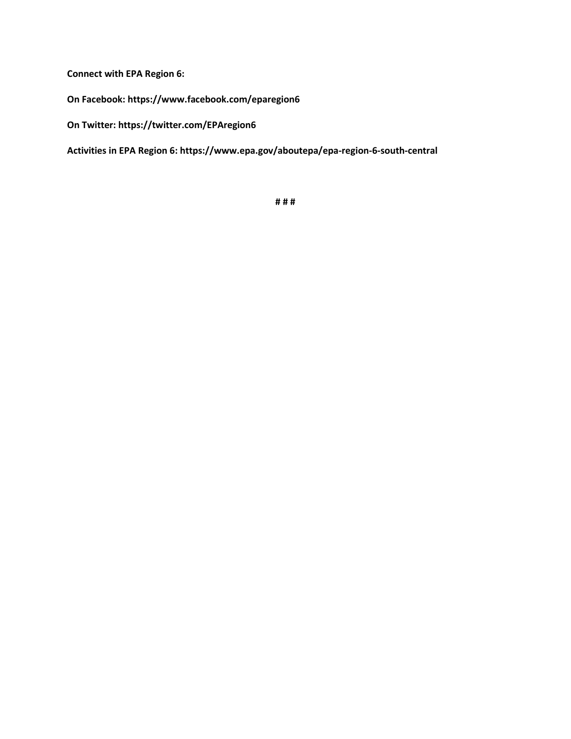**Connect with EPA Region 6:**

**On Facebook: https://www.facebook.com/eparegion6**

**On Twitter: https://twitter.com/EPAregion6**

**Activities in EPA Region 6: https://www.epa.gov/aboutepa/epa-region-6-south-central**

**# # #**